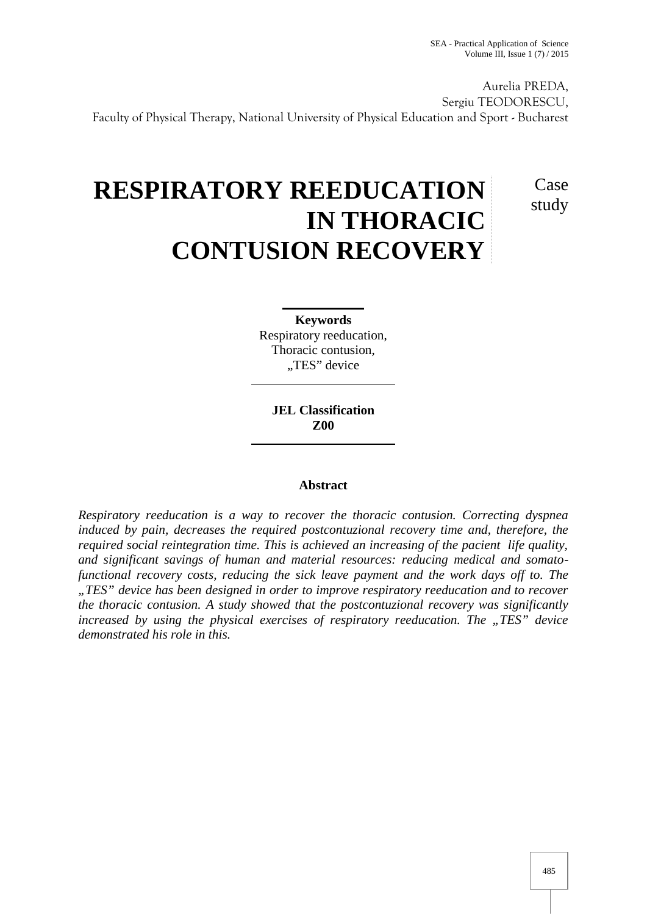Aurelia PREDA,
Sergiu TEODORESCU,
Faculty of Physical Therapy, National University of Physical Education and Sport - Bucharest

# RESPIRATORY REEDUCATION IN THORACIC CONTUSION RECOVERY

Case study

**Keywords**
Respiratory reeducation,
Thoracic contusion,
„TES" device

**JEL Classification**
**Z00**

## Abstract

*Respiratory reeducation is a way to recover the thoracic contusion. Correcting dyspnea induced by pain, decreases the required postcontuzional recovery time and, therefore, the required social reintegration time. This is achieved an increasing of the pacient life quality, and significant savings of human and material resources: reducing medical and somato-functional recovery costs, reducing the sick leave payment and the work days off to. The „TES" device has been designed in order to improve respiratory reeducation and to recover the thoracic contusion. A study showed that the postcontuzional recovery was significantly increased by using the physical exercises of respiratory reeducation. The „TES" device demonstrated his role in this.*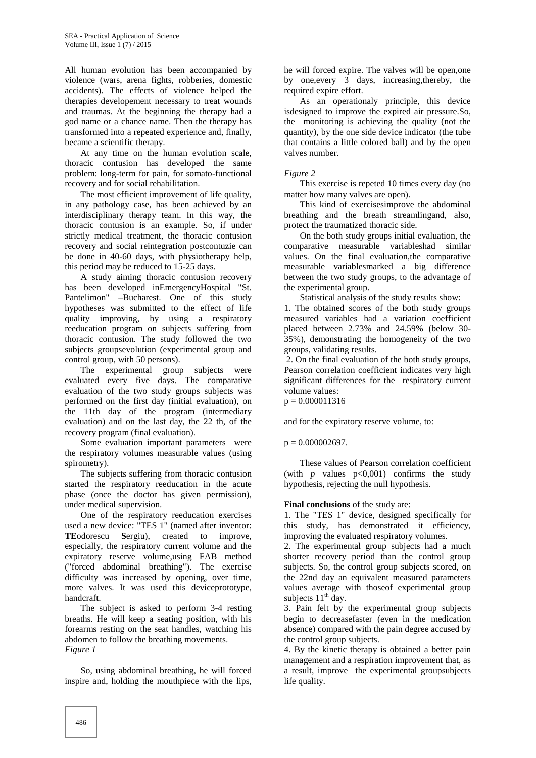All human evolution has been accompanied by violence (wars, arena fights, robberies, domestic accidents). The effects of violence helped the therapies developement necessary to treat wounds and traumas. At the beginning the therapy had a god name or a chance name. Then the therapy has transformed into a repeated experience and, finally, became a scientific therapy.

At any time on the human evolution scale, thoracic contusion has developed the same problem: long-term for pain, for somato-functional recovery and for social rehabilitation.

The most efficient improvement of life quality, in any pathology case, has been achieved by an interdisciplinary therapy team. In this way, the thoracic contusion is an example. So, if under strictly medical treatment, the thoracic contusion recovery and social reintegration postcontuzie can be done in 40-60 days, with physiotherapy help, this period may be reduced to 15-25 days.

A study aiming thoracic contusion recovery has been developed inEmergencyHospital "St. Pantelimon" –Bucharest. One of this study hypotheses was submitted to the effect of life quality improving, by using a respiratory reeducation program on subjects suffering from thoracic contusion. The study followed the two subjects groupsevolution (experimental group and control group, with 50 persons).

The experimental group subjects were evaluated every five days. The comparative evaluation of the two study groups subjects was performed on the first day (initial evaluation), on the 11th day of the program (intermediary evaluation) and on the last day, the 22 th, of the recovery program (final evaluation).

Some evaluation important parameters were the respiratory volumes measurable values (using spirometry).

The subjects suffering from thoracic contusion started the respiratory reeducation in the acute phase (once the doctor has given permission), under medical supervision.

One of the respiratory reeducation exercises used a new device: "TES 1" (named after inventor: **TE**odorescu **S**ergiu), created to improve, especially, the respiratory current volume and the expiratory reserve volume,using FAB method ("forced abdominal breathing"). The exercise difficulty was increased by opening, over time, more valves. It was used this deviceprototype, handcraft.

The subject is asked to perform 3-4 resting breaths. He will keep a seating position, with his forearms resting on the seat handles, watching his abdomen to follow the breathing movements.

*Figure 1*

So, using abdominal breathing, he will forced inspire and, holding the mouthpiece with the lips, he will forced expire. The valves will be open,one by one,every 3 days, increasing,thereby, the required expire effort.

As an operationaly principle, this device isdesigned to improve the expired air pressure.So, the monitoring is achieving the quality (not the quantity), by the one side device indicator (the tube that contains a little colored ball) and by the open valves number.

*Figure 2*

This exercise is repeted 10 times every day (no matter how many valves are open).

This kind of exercisesimprove the abdominal breathing and the breath streamlingand, also, protect the traumatized thoracic side.

On the both study groups initial evaluation, the comparative measurable variableshad similar values. On the final evaluation,the comparative measurable variablesmarked a big difference between the two study groups, to the advantage of the experimental group.

Statistical analysis of the study results show:

1. The obtained scores of the both study groups measured variables had a variation coefficient placed between 2.73% and 24.59% (below 30-35%), demonstrating the homogeneity of the two groups, validating results.
2. On the final evaluation of the both study groups, Pearson correlation coefficient indicates very high significant differences for the respiratory current volume values:

$p = 0.000011316$

and for the expiratory reserve volume, to:

$p = 0.000002697$.

These values of Pearson correlation coefficient (with $p$ values $p<0{,}001$) confirms the study hypothesis, rejecting the null hypothesis.

**Final conclusions** of the study are:

1. The "TES 1" device, designed specifically for this study, has demonstrated it efficiency, improving the evaluated respiratory volumes.
2. The experimental group subjects had a much shorter recovery period than the control group subjects. So, the control group subjects scored, on the 22nd day an equivalent measured parameters values average with thoseof experimental group subjects 11th day.
3. Pain felt by the experimental group subjects begin to decreasefaster (even in the medication absence) compared with the pain degree accused by the control group subjects.
4. By the kinetic therapy is obtained a better pain management and a respiration improvement that, as a result, improve the experimental groupsubjects life quality.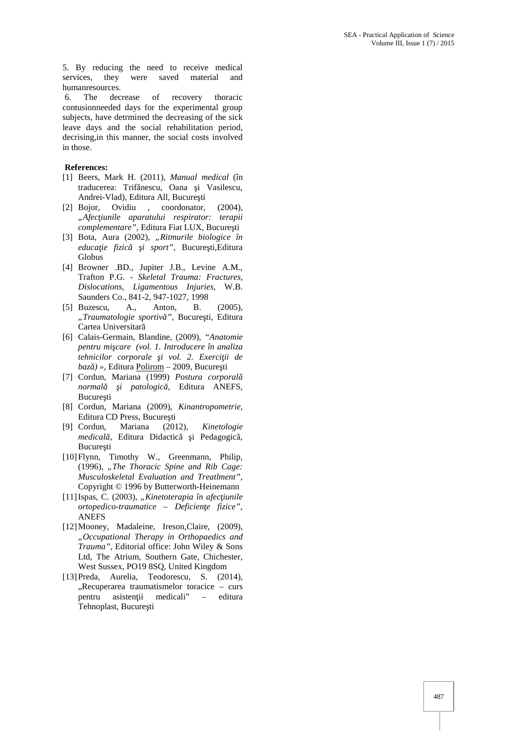5. By reducing the need to receive medical services, they were saved material and humanresources.

6. The decrease of recovery thoracic contusionneeded days for the experimental group subjects, have detrmined the decreasing of the sick leave days and the social rehabilitation period, decrising,in this manner, the social costs involved in those.

**References:**

[1] Beers, Mark H. (2011), *Manual medical* (în traducerea: Trifănescu, Oana şi Vasilescu, Andrei-Vlad), Editura All, Bucureşti

[2] Bojor, Ovidiu , coordonator, (2004), *„Afecţiunile aparatului respirator: terapii complementare"*, Editura Fiat LUX, Bucureşti

[3] Bota, Aura (2002), *„Ritmurile biologice în educaţie fizică şi sport"*, Bucureşti,Editura Globus

[4] Browner .BD., Jupiter J.B., Levine A.M., Trafton P.G. - *Skeletal Trauma: Fractures, Dislocations, Ligamentous Injuries,* W.B. Saunders Co., 841-2, 947-1027, 1998

[5] Buzescu, A., Anton, B. (2005), *„Traumatologie sportivă"*, Bucureşti, Editura Cartea Universitară

[6] Calais-Germain, Blandine, (2009), *"Anatomie pentru mişcare (vol. 1. Introducere în analiza tehnicilor corporale şi vol. 2. Exerciţii de bază) »*, Editura Polirom – 2009, Bucureşti

[7] Cordun, Mariana (1999) *Postura corporală normală şi patologică*, Editura ANEFS, Bucureşti

[8] Cordun, Mariana (2009), *Kinantropometrie*, Editura CD Press, Bucureşti

[9] Cordun, Mariana (2012), *Kinetologie medicală*, Editura Didactică şi Pedagogică, Bucureşti

[10] Flynn, Timothy W., Greenmann, Philip, (1996), *„The Thoracic Spine and Rib Cage: Musculoskeletal Evaluation and Treatlment"*, Copyright © 1996 by Butterworth-Heinemann

[11] Ispas, C. (2003), *„Kinetoterapia în afecţiunile ortopedico-traumatice – Deficienţe fizice"*, ANEFS

[12] Mooney, Madaleine, Ireson,Claire, (2009), *„Occupational Therapy in Orthopaedics and Trauma"*, Editorial office: John Wiley & Sons Ltd, The Atrium, Southern Gate, Chichester, West Sussex, PO19 8SQ, United Kingdom

[13] Preda, Aurelia, Teodorescu, S. (2014), „Recuperarea traumatismelor toracice – curs pentru asistenţii medicali" – editura Tehnoplast, Bucureşti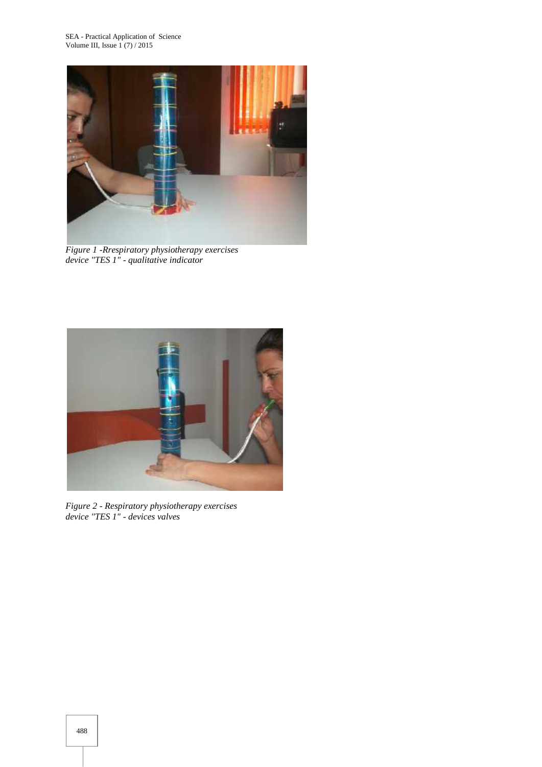*Figure 1 -Rrespiratory physiotherapy exercises device "TES 1" - qualitative indicator*

*Figure 2 - Respiratory physiotherapy exercises device "TES 1" - devices valves*